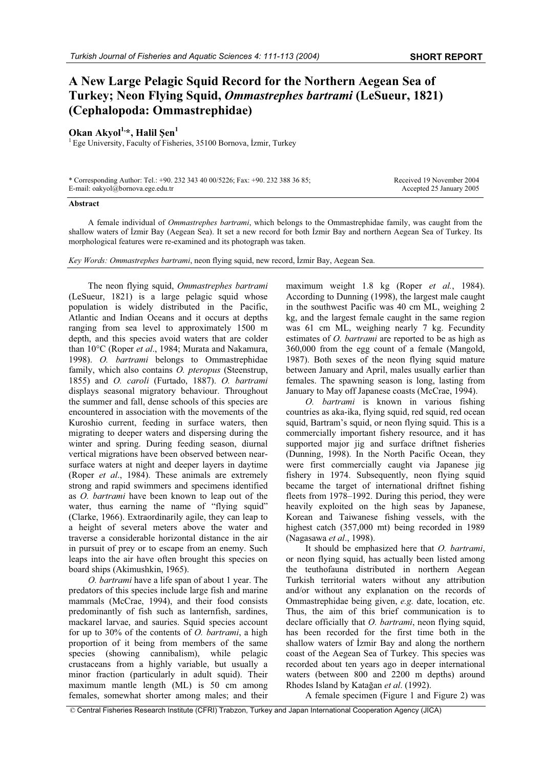SHORT REPORT

# A New Large Pelagic Squid Record for the Northern Aegean Sea of Turkey; Neon Flying Squid, *Ommastrephes bartrami* (LeSueur, 1821) (Cephalopoda: Ommastrephidae)

**Okan Akyol[1,*], Halil Şen[1]**

[1] Ege University, Faculty of Fisheries, 35100 Bornova, İzmir, Turkey

\* Corresponding Author: Tel.: +90. 232 343 40 00/5226; Fax: +90. 232 388 36 85; E-mail: oakyol@bornova.ege.edu.tr

Received 19 November 2004
Accepted 25 January 2005

### Abstract

A female individual of *Ommastrephes bartrami*, which belongs to the Ommastrephidae family, was caught from the shallow waters of İzmir Bay (Aegean Sea). It set a new record for both İzmir Bay and northern Aegean Sea of Turkey. Its morphological features were re-examined and its photograph was taken.

*Key Words: Ommastrephes bartrami*, neon flying squid, new record, İzmir Bay, Aegean Sea.

The neon flying squid, *Ommastrephes bartrami* (LeSueur, 1821) is a large pelagic squid whose population is widely distributed in the Pacific, Atlantic and Indian Oceans and it occurs at depths ranging from sea level to approximately 1500 m depth, and this species avoid waters that are colder than 10°C (Roper *et al*., 1984; Murata and Nakamura, 1998). *O. bartrami* belongs to Ommastrephidae family, which also contains *O. pteropus* (Steenstrup, 1855) and *O. caroli* (Furtado, 1887). *O. bartrami* displays seasonal migratory behaviour. Throughout the summer and fall, dense schools of this species are encountered in association with the movements of the Kuroshio current, feeding in surface waters, then migrating to deeper waters and dispersing during the winter and spring. During feeding season, diurnal vertical migrations have been observed between near-surface waters at night and deeper layers in daytime (Roper *et al*., 1984). These animals are extremely strong and rapid swimmers and specimens identified as *O. bartrami* have been known to leap out of the water, thus earning the name of "flying squid" (Clarke, 1966). Extraordinarily agile, they can leap to a height of several meters above the water and traverse a considerable horizontal distance in the air in pursuit of prey or to escape from an enemy. Such leaps into the air have often brought this species on board ships (Akimushkin, 1965).

*O. bartrami* have a life span of about 1 year. The predators of this species include large fish and marine mammals (McCrae, 1994), and their food consists predominantly of fish such as lanternfish, sardines, mackarel larvae, and sauries. Squid species account for up to 30% of the contents of *O. bartrami*, a high proportion of it being from members of the same species (showing cannibalism), while pelagic crustaceans from a highly variable, but usually a minor fraction (particularly in adult squid). Their maximum mantle length (ML) is 50 cm among females, somewhat shorter among males; and their maximum weight 1.8 kg (Roper *et al*., 1984). According to Dunning (1998), the largest male caught in the southwest Pacific was 40 cm ML, weighing 2 kg, and the largest female caught in the same region was 61 cm ML, weighing nearly 7 kg. Fecundity estimates of *O. bartrami* are reported to be as high as 360,000 from the egg count of a female (Mangold, 1987). Both sexes of the neon flying squid mature between January and April, males usually earlier than females. The spawning season is long, lasting from January to May off Japanese coasts (McCrae, 1994).

*O. bartrami* is known in various fishing countries as aka-ika, flying squid, red squid, red ocean squid, Bartram's squid, or neon flying squid. This is a commercially important fishery resource, and it has supported major jig and surface driftnet fisheries (Dunning, 1998). In the North Pacific Ocean, they were first commercially caught via Japanese jig fishery in 1974. Subsequently, neon flying squid became the target of international driftnet fishing fleets from 1978–1992. During this period, they were heavily exploited on the high seas by Japanese, Korean and Taiwanese fishing vessels, with the highest catch (357,000 mt) being recorded in 1989 (Nagasawa *et al*., 1998).

It should be emphasized here that *O. bartrami*, or neon flying squid, has actually been listed among the teuthofauna distributed in northern Aegean Turkish territorial waters without any attribution and/or without any explanation on the records of Ommastrephidae being given, *e.g.* date, location, etc. Thus, the aim of this brief communication is to declare officially that *O. bartrami*, neon flying squid, has been recorded for the first time both in the shallow waters of İzmir Bay and along the northern coast of the Aegean Sea of Turkey. This species was recorded about ten years ago in deeper international waters (between 800 and 2200 m depths) around Rhodes Island by Katağan *et al*. (1992).

A female specimen (Figure 1 and Figure 2) was

© Central Fisheries Research Institute (CFRI) Trabzon, Turkey and Japan International Cooperation Agency (JICA)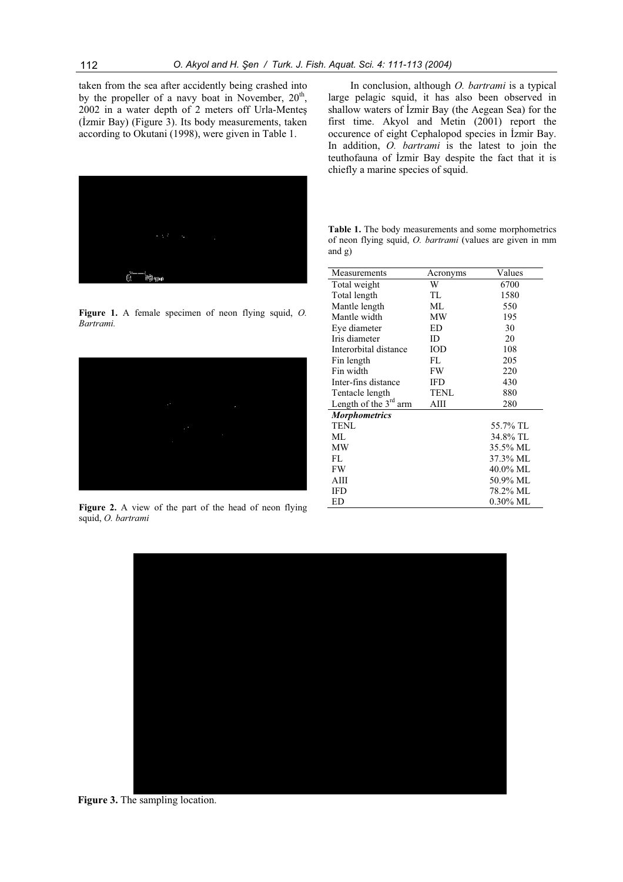taken from the sea after accidently being crashed into by the propeller of a navy boat in November, 20th, 2002 in a water depth of 2 meters off Urla-Menteş (İzmir Bay) (Figure 3). Its body measurements, taken according to Okutani (1998), were given in Table 1.

**Figure 1.** A female specimen of neon flying squid, *O. Bartrami.*

**Figure 2.** A view of the part of the head of neon flying squid, *O. bartrami*

In conclusion, although *O. bartrami* is a typical large pelagic squid, it has also been observed in shallow waters of İzmir Bay (the Aegean Sea) for the first time. Akyol and Metin (2001) report the occurence of eight Cephalopod species in İzmir Bay. In addition, *O. bartrami* is the latest to join the teuthofauna of İzmir Bay despite the fact that it is chiefly a marine species of squid.

**Table 1.** The body measurements and some morphometrics of neon flying squid, *O. bartrami* (values are given in mm and g)

| Measurements | Acronyms | Values |
|---|---|---|
| Total weight | W | 6700 |
| Total length | TL | 1580 |
| Mantle length | ML | 550 |
| Mantle width | MW | 195 |
| Eye diameter | ED | 30 |
| Iris diameter | ID | 20 |
| Interorbital distance | IOD | 108 |
| Fin length | FL | 205 |
| Fin width | FW | 220 |
| Inter-fins distance | IFD | 430 |
| Tentacle length | TENL | 880 |
| Length of the 3rd arm | AIII | 280 |
| ***Morphometrics*** | | |
| TENL | | 55.7% TL |
| ML | | 34.8% TL |
| MW | | 35.5% ML |
| FL | | 37.3% ML |
| FW | | 40.0% ML |
| AIII | | 50.9% ML |
| IFD | | 78.2% ML |
| ED | | 0.30% ML |

**Figure 3.** The sampling location.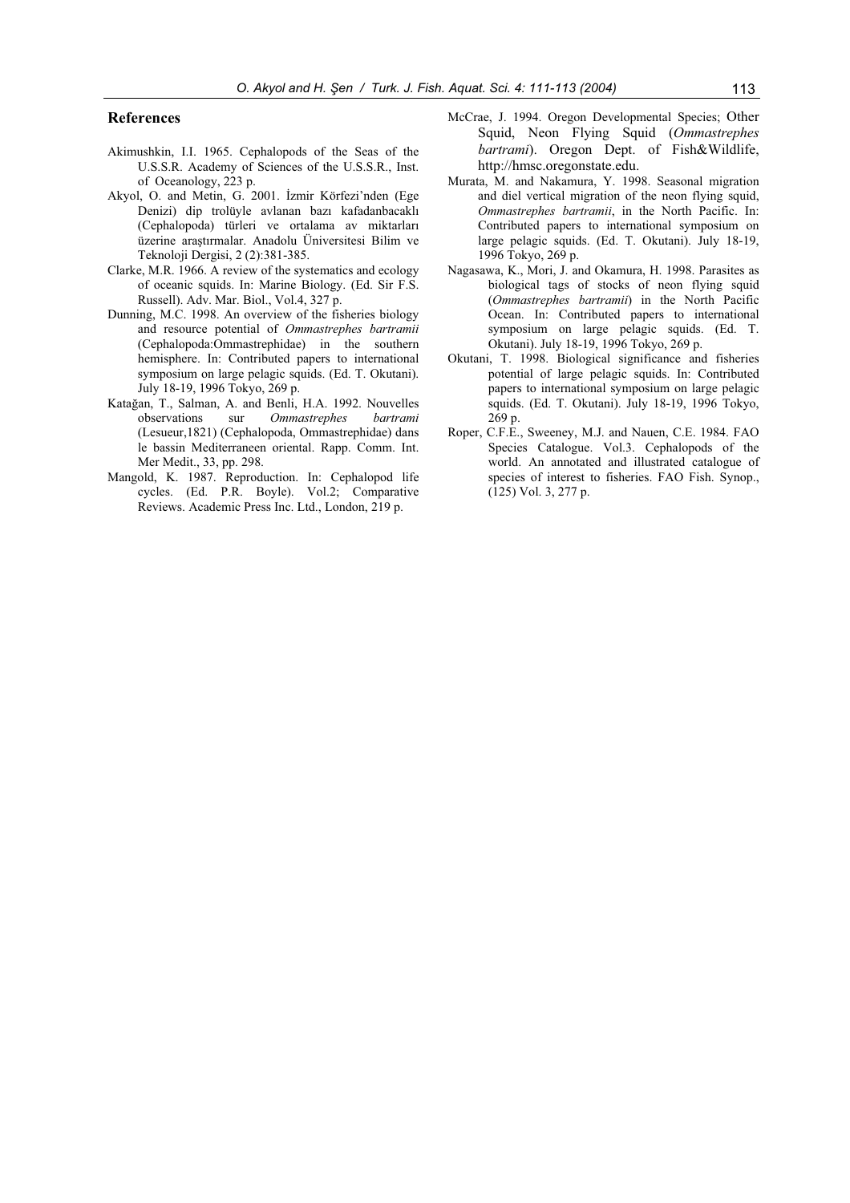## References

Akimushkin, I.I. 1965. Cephalopods of the Seas of the U.S.S.R. Academy of Sciences of the U.S.S.R., Inst. of Oceanology, 223 p.

Akyol, O. and Metin, G. 2001. İzmir Körfezi'nden (Ege Denizi) dip trolüyle avlanan bazı kafadanbacaklı (Cephalopoda) türleri ve ortalama av miktarları üzerine araştırmalar. Anadolu Üniversitesi Bilim ve Teknoloji Dergisi, 2 (2):381-385.

Clarke, M.R. 1966. A review of the systematics and ecology of oceanic squids. In: Marine Biology. (Ed. Sir F.S. Russell). Adv. Mar. Biol., Vol.4, 327 p.

Dunning, M.C. 1998. An overview of the fisheries biology and resource potential of *Ommastrephes bartramii* (Cephalopoda:Ommastrephidae) in the southern hemisphere. In: Contributed papers to international symposium on large pelagic squids. (Ed. T. Okutani). July 18-19, 1996 Tokyo, 269 p.

Katağan, T., Salman, A. and Benli, H.A. 1992. Nouvelles observations sur *Ommastrephes bartrami* (Lesueur,1821) (Cephalopoda, Ommastrephidae) dans le bassin Mediterraneen oriental. Rapp. Comm. Int. Mer Medit., 33, pp. 298.

Mangold, K. 1987. Reproduction. In: Cephalopod life cycles. (Ed. P.R. Boyle). Vol.2; Comparative Reviews. Academic Press Inc. Ltd., London, 219 p.

McCrae, J. 1994. Oregon Developmental Species; Other Squid, Neon Flying Squid (*Ommastrephes bartrami*). Oregon Dept. of Fish&Wildlife, http://hmsc.oregonstate.edu.

Murata, M. and Nakamura, Y. 1998. Seasonal migration and diel vertical migration of the neon flying squid, *Ommastrephes bartramii*, in the North Pacific. In: Contributed papers to international symposium on large pelagic squids. (Ed. T. Okutani). July 18-19, 1996 Tokyo, 269 p.

Nagasawa, K., Mori, J. and Okamura, H. 1998. Parasites as biological tags of stocks of neon flying squid (*Ommastrephes bartramii*) in the North Pacific Ocean. In: Contributed papers to international symposium on large pelagic squids. (Ed. T. Okutani). July 18-19, 1996 Tokyo, 269 p.

Okutani, T. 1998. Biological significance and fisheries potential of large pelagic squids. In: Contributed papers to international symposium on large pelagic squids. (Ed. T. Okutani). July 18-19, 1996 Tokyo, 269 p.

Roper, C.F.E., Sweeney, M.J. and Nauen, C.E. 1984. FAO Species Catalogue. Vol.3. Cephalopods of the world. An annotated and illustrated catalogue of species of interest to fisheries. FAO Fish. Synop., (125) Vol. 3, 277 p.